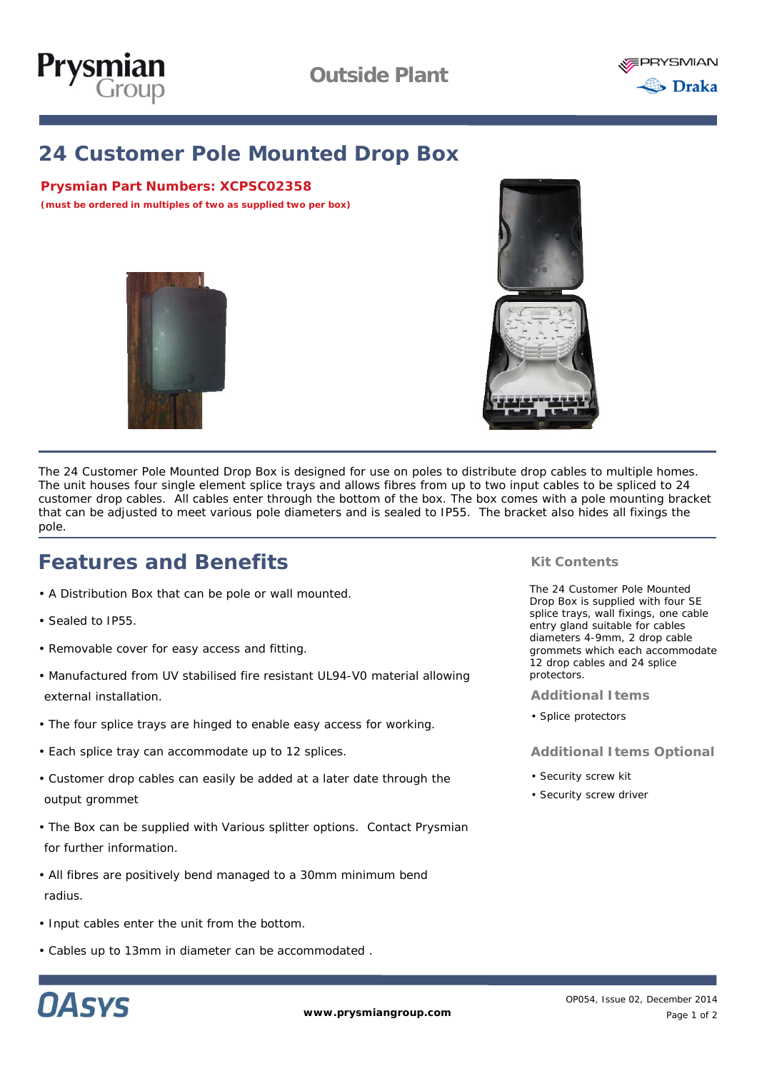# 24 Customer Pole Mounted Drop Box

**Prysmian Part Numbers: XCPSC02358**

**(must be ordered in multiples of two as supplied two per box)**

The 24 Customer Pole Mounted Drop Box is designed for use on poles to distribute drop cables to multiple homes. The unit houses four single element splice trays and allows fibres from up to two input cables to be spliced to 24 customer drop cables. All cables enter through the bottom of the box. The box comes with a pole mounting bracket that can be adjusted to meet various pole diameters and is sealed to IP55. The bracket also hides all fixings the pole.

## Features and Benefits

- A Distribution Box that can be pole or wall mounted.
- Sealed to IP55.
- Removable cover for easy access and fitting.
- Manufactured from UV stabilised fire resistant UL94-V0 material allowing external installation.
- The four splice trays are hinged to enable easy access for working.
- Each splice tray can accommodate up to 12 splices.
- Customer drop cables can easily be added at a later date through the output grommet
- The Box can be supplied with Various splitter options. Contact Prysmian for further information.
- All fibres are positively bend managed to a 30mm minimum bend radius.
- Input cables enter the unit from the bottom.
- Cables up to 13mm in diameter can be accommodated .

### Kit Contents

The 24 Customer Pole Mounted Drop Box is supplied with four SE splice trays, wall fixings, one cable entry gland suitable for cables diameters 4-9mm, 2 drop cable grommets which each accommodate 12 drop cables and 24 splice protectors.

### Additional Items

- Splice protectors

### Additional Items Optional

- Security screw kit
- Security screw driver

OP054, Issue 02, December 2014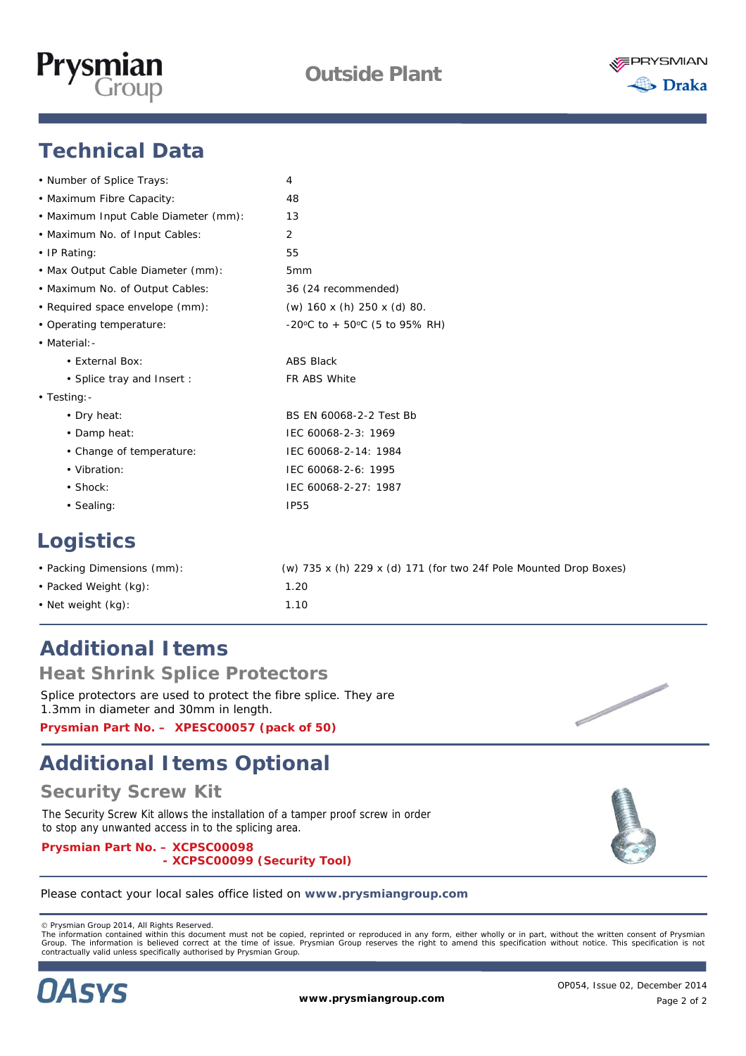# Technical Data

- Number of Splice Trays: 4
- Maximum Fibre Capacity: 48
- Maximum Input Cable Diameter (mm): 13
- Maximum No. of Input Cables: 2
- IP Rating: 55
- Max Output Cable Diameter (mm): 5mm
- Maximum No. of Output Cables: 36 (24 recommended)
- Required space envelope (mm): (w) 160 x (h) 250 x (d) 80.
- Operating temperature: -20ºC to + 50ºC (5 to 95% RH)
- Material:-
  - External Box: ABS Black
  - Splice tray and Insert : FR ABS White
- Testing:-
  - Dry heat: BS EN 60068-2-2 Test Bb
  - Damp heat: IEC 60068-2-3: 1969
  - Change of temperature: IEC 60068-2-14: 1984
  - Vibration: IEC 60068-2-6: 1995
  - Shock: IEC 60068-2-27: 1987
  - Sealing: IP55

# Logistics

- Packing Dimensions (mm): (w) 735 x (h) 229 x (d) 171 (for two 24f Pole Mounted Drop Boxes)
- Packed Weight (kg): 1.20
- Net weight (kg): 1.10

# Additional Items

## Heat Shrink Splice Protectors

Splice protectors are used to protect the fibre splice. They are 1.3mm in diameter and 30mm in length.

**Prysmian Part No. – XPESC00057 (pack of 50)**

# Additional Items Optional

## Security Screw Kit

The Security Screw Kit allows the installation of a tamper proof screw in order to stop any unwanted access in to the splicing area.

**Prysmian Part No. – XCPSC00098**
**- XCPSC00099 (Security Tool)**

Please contact your local sales office listed on **www.prysmiangroup.com**

© Prysmian Group 2014, All Rights Reserved.
The information contained within this document must not be copied, reprinted or reproduced in any form, either wholly or in part, without the written consent of Prysmian Group. The information is believed correct at the time of issue. Prysmian Group reserves the right to amend this specification without notice. This specification is not contractually valid unless specifically authorised by Prysmian Group.

OASYS

OP054, Issue 02, December 2014